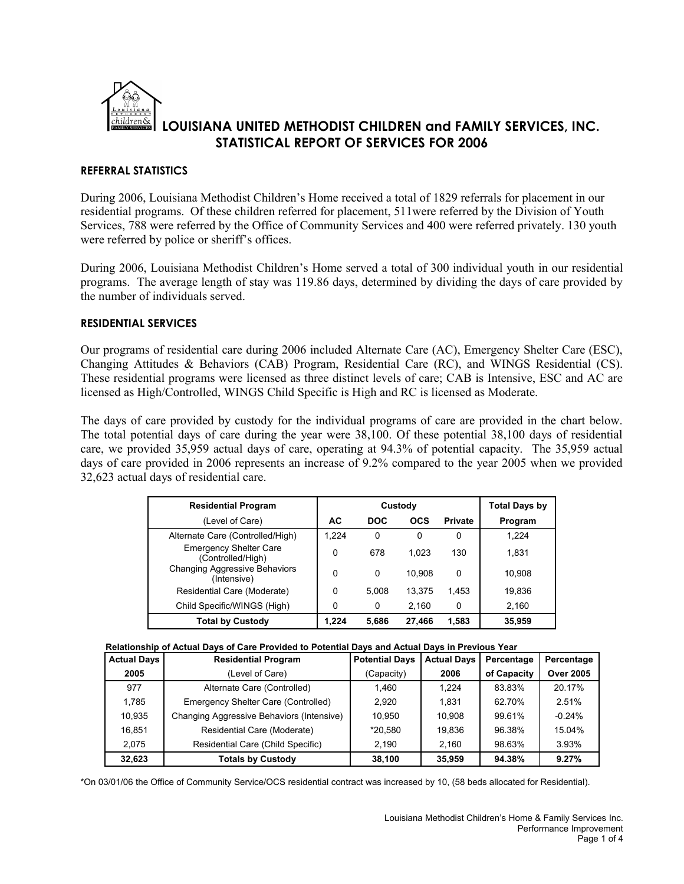# LOUISIANA UNITED METHODIST CHILDREN and FAMILY SERVICES, INC.
## STATISTICAL REPORT OF SERVICES FOR 2006

### REFERRAL STATISTICS

During 2006, Louisiana Methodist Children's Home received a total of 1829 referrals for placement in our residential programs. Of these children referred for placement, 511were referred by the Division of Youth Services, 788 were referred by the Office of Community Services and 400 were referred privately. 130 youth were referred by police or sheriff's offices.

During 2006, Louisiana Methodist Children's Home served a total of 300 individual youth in our residential programs. The average length of stay was 119.86 days, determined by dividing the days of care provided by the number of individuals served.

### RESIDENTIAL SERVICES

Our programs of residential care during 2006 included Alternate Care (AC), Emergency Shelter Care (ESC), Changing Attitudes & Behaviors (CAB) Program, Residential Care (RC), and WINGS Residential (CS). These residential programs were licensed as three distinct levels of care; CAB is Intensive, ESC and AC are licensed as High/Controlled, WINGS Child Specific is High and RC is licensed as Moderate.

The days of care provided by custody for the individual programs of care are provided in the chart below. The total potential days of care during the year were 38,100. Of these potential 38,100 days of residential care, we provided 35,959 actual days of care, operating at 94.3% of potential capacity. The 35,959 actual days of care provided in 2006 represents an increase of 9.2% compared to the year 2005 when we provided 32,623 actual days of residential care.

| Residential Program | Custody | | | | Total Days by |
|---|---|---|---|---|---|
| (Level of Care) | AC | DOC | OCS | Private | Program |
| Alternate Care (Controlled/High) | 1,224 | 0 | 0 | 0 | 1,224 |
| Emergency Shelter Care (Controlled/High) | 0 | 678 | 1,023 | 130 | 1,831 |
| Changing Aggressive Behaviors (Intensive) | 0 | 0 | 10,908 | 0 | 10,908 |
| Residential Care (Moderate) | 0 | 5,008 | 13,375 | 1,453 | 19,836 |
| Child Specific/WINGS (High) | 0 | 0 | 2,160 | 0 | 2,160 |
| **Total by Custody** | **1,224** | **5,686** | **27,466** | **1,583** | **35,959** |

**Relationship of Actual Days of Care Provided to Potential Days and Actual Days in Previous Year**

| Actual Days 2005 | Residential Program (Level of Care) | Potential Days (Capacity) | Actual Days 2006 | Percentage of Capacity | Percentage Over 2005 |
|---|---|---|---|---|---|
| 977 | Alternate Care (Controlled) | 1,460 | 1,224 | 83.83% | 20.17% |
| 1,785 | Emergency Shelter Care (Controlled) | 2,920 | 1,831 | 62.70% | 2.51% |
| 10,935 | Changing Aggressive Behaviors (Intensive) | 10,950 | 10,908 | 99.61% | -0.24% |
| 16,851 | Residential Care (Moderate) | *20,580 | 19,836 | 96.38% | 15.04% |
| 2,075 | Residential Care (Child Specific) | 2,190 | 2,160 | 98.63% | 3.93% |
| **32,623** | **Totals by Custody** | **38,100** | **35,959** | **94.38%** | **9.27%** |

*On 03/01/06 the Office of Community Service/OCS residential contract was increased by 10, (58 beds allocated for Residential).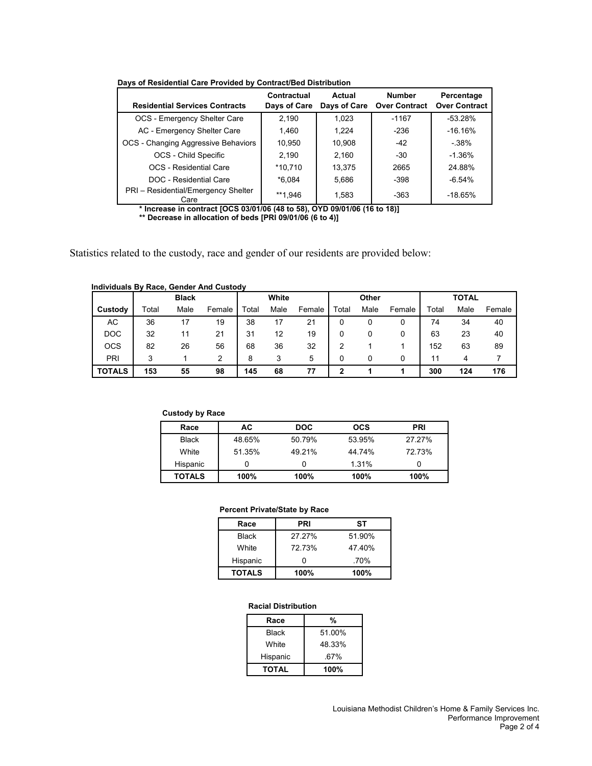**Days of Residential Care Provided by Contract/Bed Distribution**

| Residential Services Contracts | Contractual Days of Care | Actual Days of Care | Number Over Contract | Percentage Over Contract |
|---|---|---|---|---|
| OCS - Emergency Shelter Care | 2,190 | 1,023 | -1167 | -53.28% |
| AC - Emergency Shelter Care | 1,460 | 1,224 | -236 | -16.16% |
| OCS - Changing Aggressive Behaviors | 10,950 | 10,908 | -42 | -.38% |
| OCS - Child Specific | 2,190 | 2,160 | -30 | -1.36% |
| OCS - Residential Care | *10,710 | 13,375 | 2665 | 24.88% |
| DOC - Residential Care | *6,084 | 5,686 | -398 | -6.54% |
| PRI – Residential/Emergency Shelter Care | **1,946 | 1,583 | -363 | -18.65% |

**\* Increase in contract [OCS 03/01/06 (48 to 58), OYD 09/01/06 (16 to 18)]**
**\*\* Decrease in allocation of beds [PRI 09/01/06 (6 to 4)]**

Statistics related to the custody, race and gender of our residents are provided below:

**Individuals By Race, Gender And Custody**

| | Black | | | White | | | Other | | | TOTAL | | |
|---|---|---|---|---|---|---|---|---|---|---|---|---|
| **Custody** | Total | Male | Female | Total | Male | Female | Total | Male | Female | Total | Male | Female |
| AC | 36 | 17 | 19 | 38 | 17 | 21 | 0 | 0 | 0 | 74 | 34 | 40 |
| DOC | 32 | 11 | 21 | 31 | 12 | 19 | 0 | 0 | 0 | 63 | 23 | 40 |
| OCS | 82 | 26 | 56 | 68 | 36 | 32 | 2 | 1 | 1 | 152 | 63 | 89 |
| PRI | 3 | 1 | 2 | 8 | 3 | 5 | 0 | 0 | 0 | 11 | 4 | 7 |
| **TOTALS** | **153** | **55** | **98** | **145** | **68** | **77** | **2** | **1** | **1** | **300** | **124** | **176** |

**Custody by Race**

| Race | AC | DOC | OCS | PRI |
|---|---|---|---|---|
| Black | 48.65% | 50.79% | 53.95% | 27.27% |
| White | 51.35% | 49.21% | 44.74% | 72.73% |
| Hispanic | 0 | 0 | 1.31% | 0 |
| **TOTALS** | **100%** | **100%** | **100%** | **100%** |

**Percent Private/State by Race**

| Race | PRI | ST |
|---|---|---|
| Black | 27.27% | 51.90% |
| White | 72.73% | 47.40% |
| Hispanic | 0 | .70% |
| **TOTALS** | **100%** | **100%** |

**Racial Distribution**

| Race | % |
|---|---|
| Black | 51.00% |
| White | 48.33% |
| Hispanic | .67% |
| **TOTAL** | **100%** |

Louisiana Methodist Children's Home & Family Services Inc.
Performance Improvement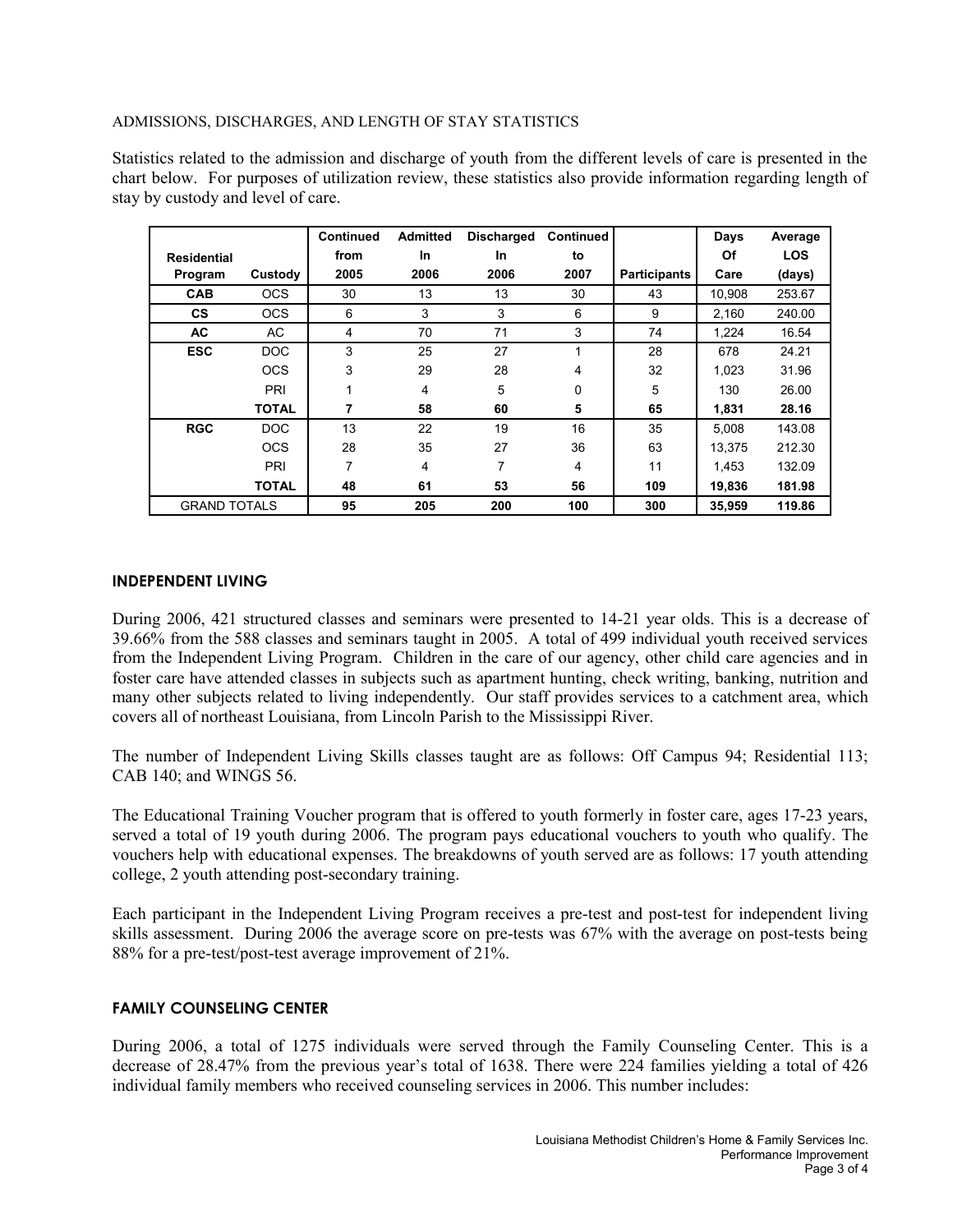ADMISSIONS, DISCHARGES, AND LENGTH OF STAY STATISTICS

Statistics related to the admission and discharge of youth from the different levels of care is presented in the chart below. For purposes of utilization review, these statistics also provide information regarding length of stay by custody and level of care.

| Residential Program | Custody | Continued from 2005 | Admitted In 2006 | Discharged In 2006 | Continued to 2007 | Participants | Days Of Care | Average LOS (days) |
|---|---|---|---|---|---|---|---|---|
| **CAB** | OCS | 30 | 13 | 13 | 30 | 43 | 10,908 | 253.67 |
| **CS** | OCS | 6 | 3 | 3 | 6 | 9 | 2,160 | 240.00 |
| **AC** | AC | 4 | 70 | 71 | 3 | 74 | 1,224 | 16.54 |
| **ESC** | DOC | 3 | 25 | 27 | 1 | 28 | 678 | 24.21 |
| | OCS | 3 | 29 | 28 | 4 | 32 | 1,023 | 31.96 |
| | PRI | 1 | 4 | 5 | 0 | 5 | 130 | 26.00 |
| | **TOTAL** | **7** | **58** | **60** | **5** | **65** | **1,831** | **28.16** |
| **RGC** | DOC | 13 | 22 | 19 | 16 | 35 | 5,008 | 143.08 |
| | OCS | 28 | 35 | 27 | 36 | 63 | 13,375 | 212.30 |
| | PRI | 7 | 4 | 7 | 4 | 11 | 1,453 | 132.09 |
| | **TOTAL** | **48** | **61** | **53** | **56** | **109** | **19,836** | **181.98** |
| GRAND TOTALS | | **95** | **205** | **200** | **100** | **300** | **35,959** | **119.86** |

## INDEPENDENT LIVING

During 2006, 421 structured classes and seminars were presented to 14-21 year olds. This is a decrease of 39.66% from the 588 classes and seminars taught in 2005. A total of 499 individual youth received services from the Independent Living Program. Children in the care of our agency, other child care agencies and in foster care have attended classes in subjects such as apartment hunting, check writing, banking, nutrition and many other subjects related to living independently. Our staff provides services to a catchment area, which covers all of northeast Louisiana, from Lincoln Parish to the Mississippi River.

The number of Independent Living Skills classes taught are as follows: Off Campus 94; Residential 113; CAB 140; and WINGS 56.

The Educational Training Voucher program that is offered to youth formerly in foster care, ages 17-23 years, served a total of 19 youth during 2006. The program pays educational vouchers to youth who qualify. The vouchers help with educational expenses. The breakdowns of youth served are as follows: 17 youth attending college, 2 youth attending post-secondary training.

Each participant in the Independent Living Program receives a pre-test and post-test for independent living skills assessment. During 2006 the average score on pre-tests was 67% with the average on post-tests being 88% for a pre-test/post-test average improvement of 21%.

## FAMILY COUNSELING CENTER

During 2006, a total of 1275 individuals were served through the Family Counseling Center. This is a decrease of 28.47% from the previous year's total of 1638. There were 224 families yielding a total of 426 individual family members who received counseling services in 2006. This number includes: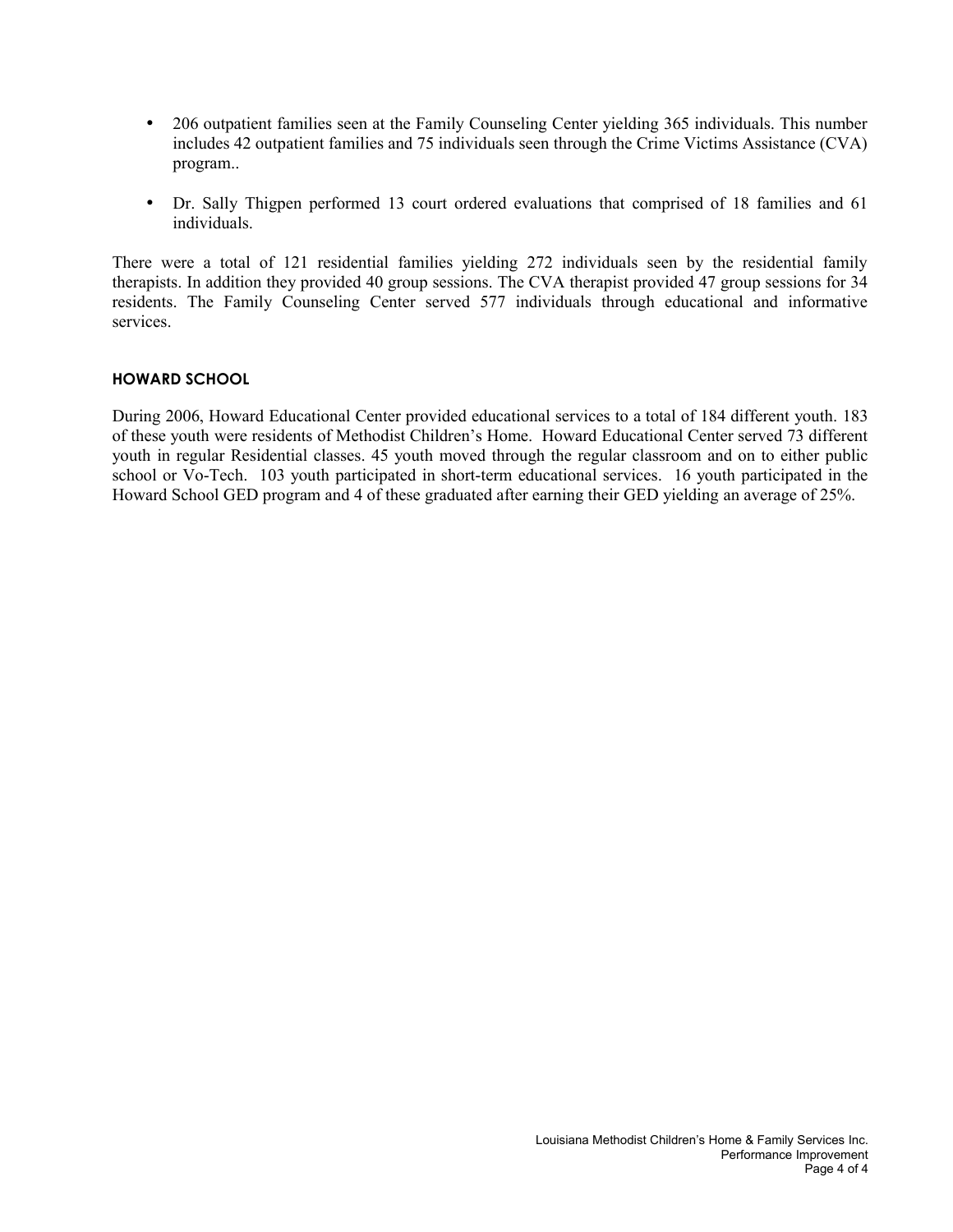- 206 outpatient families seen at the Family Counseling Center yielding 365 individuals. This number includes 42 outpatient families and 75 individuals seen through the Crime Victims Assistance (CVA) program..

- Dr. Sally Thigpen performed 13 court ordered evaluations that comprised of 18 families and 61 individuals.

There were a total of 121 residential families yielding 272 individuals seen by the residential family therapists. In addition they provided 40 group sessions. The CVA therapist provided 47 group sessions for 34 residents. The Family Counseling Center served 577 individuals through educational and informative services.

### HOWARD SCHOOL

During 2006, Howard Educational Center provided educational services to a total of 184 different youth. 183 of these youth were residents of Methodist Children's Home. Howard Educational Center served 73 different youth in regular Residential classes. 45 youth moved through the regular classroom and on to either public school or Vo-Tech. 103 youth participated in short-term educational services. 16 youth participated in the Howard School GED program and 4 of these graduated after earning their GED yielding an average of 25%.